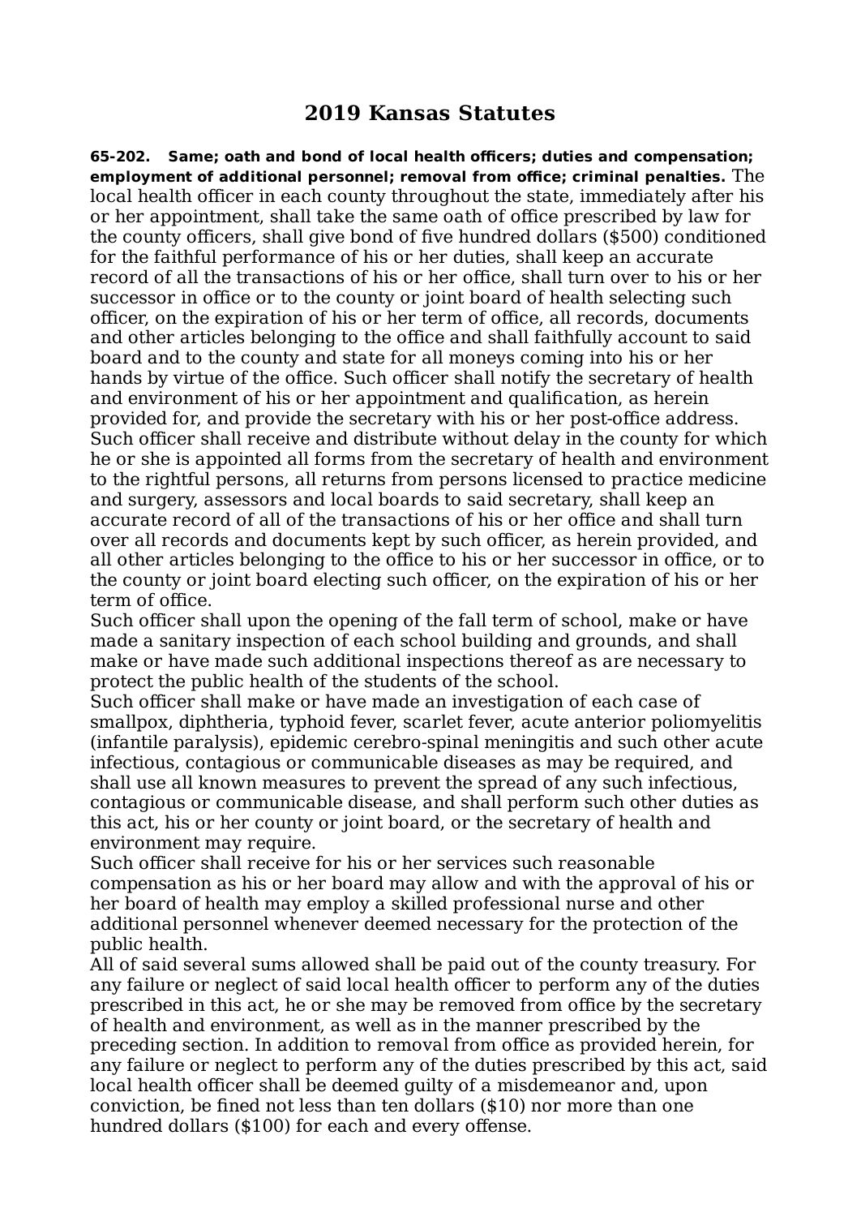# 2019 Kansas Statutes

**65-202. Same; oath and bond of local health officers; duties and compensation; employment of additional personnel; removal from office; criminal penalties.** The local health officer in each county throughout the state, immediately after his or her appointment, shall take the same oath of office prescribed by law for the county officers, shall give bond of five hundred dollars ($500) conditioned for the faithful performance of his or her duties, shall keep an accurate record of all the transactions of his or her office, shall turn over to his or her successor in office or to the county or joint board of health selecting such officer, on the expiration of his or her term of office, all records, documents and other articles belonging to the office and shall faithfully account to said board and to the county and state for all moneys coming into his or her hands by virtue of the office. Such officer shall notify the secretary of health and environment of his or her appointment and qualification, as herein provided for, and provide the secretary with his or her post-office address. Such officer shall receive and distribute without delay in the county for which he or she is appointed all forms from the secretary of health and environment to the rightful persons, all returns from persons licensed to practice medicine and surgery, assessors and local boards to said secretary, shall keep an accurate record of all of the transactions of his or her office and shall turn over all records and documents kept by such officer, as herein provided, and all other articles belonging to the office to his or her successor in office, or to the county or joint board electing such officer, on the expiration of his or her term of office.

Such officer shall upon the opening of the fall term of school, make or have made a sanitary inspection of each school building and grounds, and shall make or have made such additional inspections thereof as are necessary to protect the public health of the students of the school.

Such officer shall make or have made an investigation of each case of smallpox, diphtheria, typhoid fever, scarlet fever, acute anterior poliomyelitis (infantile paralysis), epidemic cerebro-spinal meningitis and such other acute infectious, contagious or communicable diseases as may be required, and shall use all known measures to prevent the spread of any such infectious, contagious or communicable disease, and shall perform such other duties as this act, his or her county or joint board, or the secretary of health and environment may require.

Such officer shall receive for his or her services such reasonable compensation as his or her board may allow and with the approval of his or her board of health may employ a skilled professional nurse and other additional personnel whenever deemed necessary for the protection of the public health.

All of said several sums allowed shall be paid out of the county treasury. For any failure or neglect of said local health officer to perform any of the duties prescribed in this act, he or she may be removed from office by the secretary of health and environment, as well as in the manner prescribed by the preceding section. In addition to removal from office as provided herein, for any failure or neglect to perform any of the duties prescribed by this act, said local health officer shall be deemed guilty of a misdemeanor and, upon conviction, be fined not less than ten dollars ($10) nor more than one hundred dollars ($100) for each and every offense.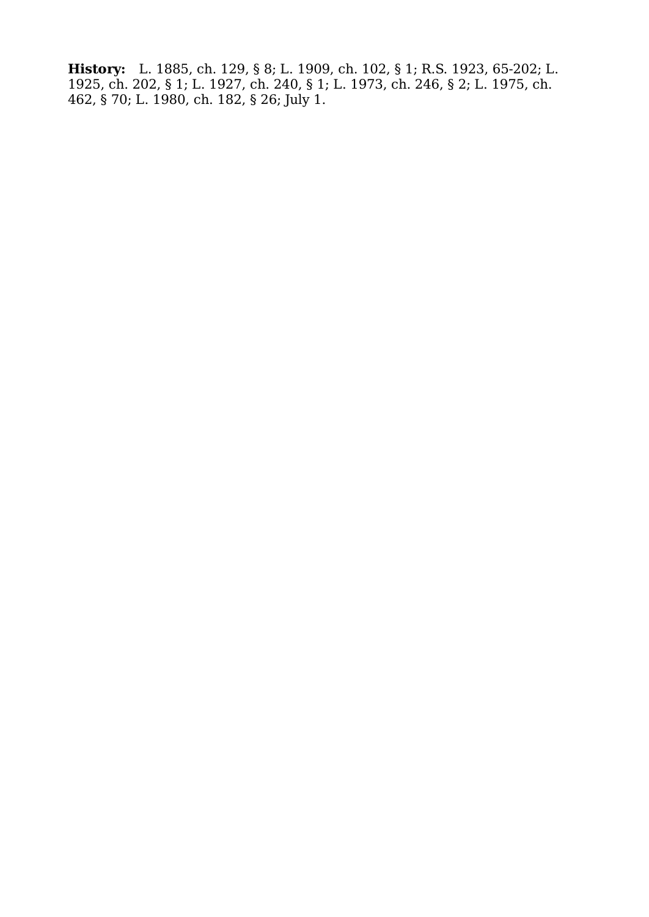**History:** L. 1885, ch. 129, § 8; L. 1909, ch. 102, § 1; R.S. 1923, 65-202; L. 1925, ch. 202, § 1; L. 1927, ch. 240, § 1; L. 1973, ch. 246, § 2; L. 1975, ch. 462, § 70; L. 1980, ch. 182, § 26; July 1.